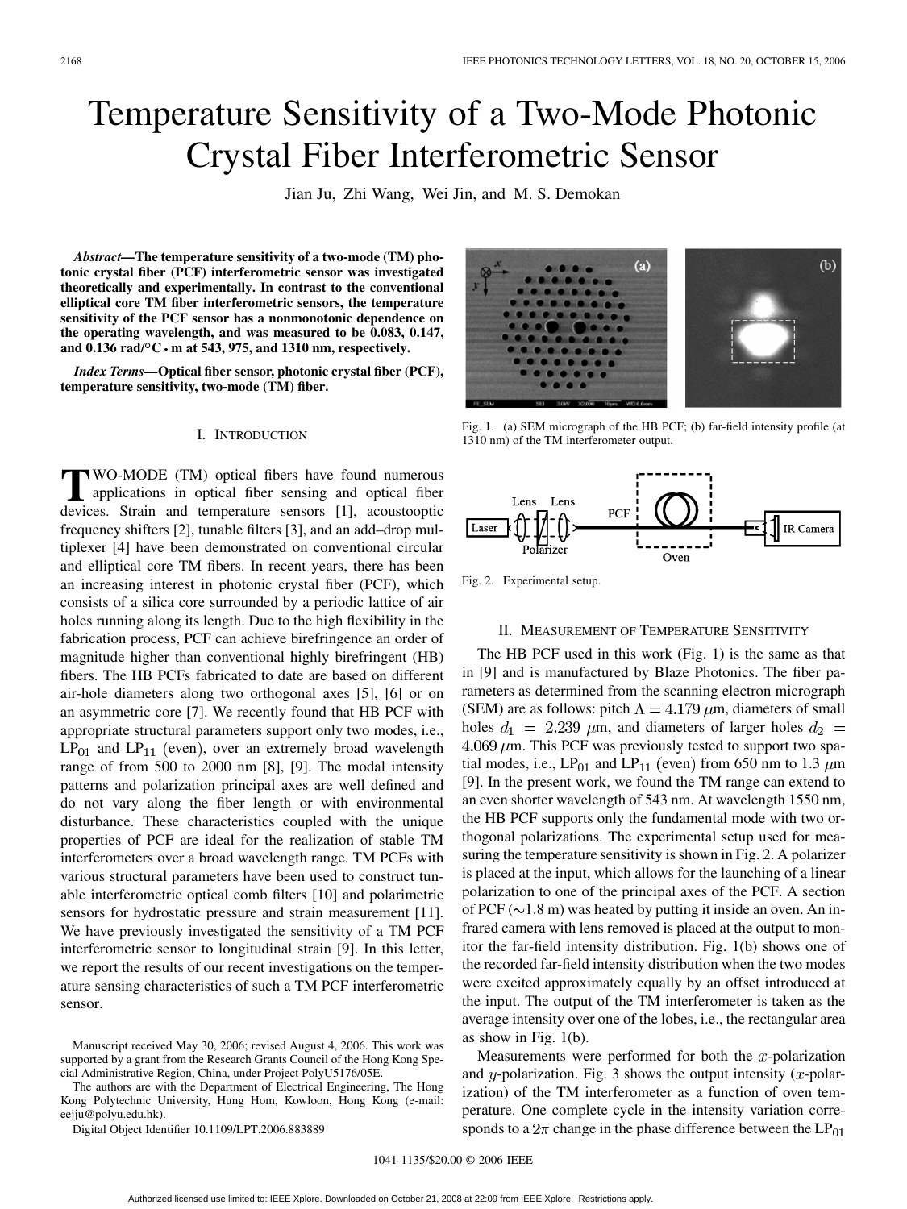# Temperature Sensitivity of a Two-Mode Photonic Crystal Fiber Interferometric Sensor

Jian Ju, Zhi Wang, Wei Jin, and M. S. Demokan

***Abstract*—The temperature sensitivity of a two-mode (TM) photonic crystal fiber (PCF) interferometric sensor was investigated theoretically and experimentally. In contrast to the conventional elliptical core TM fiber interferometric sensors, the temperature sensitivity of the PCF sensor has a nonmonotonic dependence on the operating wavelength, and was measured to be 0.083, 0.147, and 0.136 rad/°C · m at 543, 975, and 1310 nm, respectively.**

***Index Terms*—Optical fiber sensor, photonic crystal fiber (PCF), temperature sensitivity, two-mode (TM) fiber.**

## I. Introduction

Two-mode (TM) optical fibers have found numerous applications in optical fiber sensing and optical fiber devices. Strain and temperature sensors [1], acoustooptic frequency shifters [2], tunable filters [3], and an add–drop multiplexer [4] have been demonstrated on conventional circular and elliptical core TM fibers. In recent years, there has been an increasing interest in photonic crystal fiber (PCF), which consists of a silica core surrounded by a periodic lattice of air holes running along its length. Due to the high flexibility in the fabrication process, PCF can achieve birefringence an order of magnitude higher than conventional highly birefringent (HB) fibers. The HB PCFs fabricated to date are based on different air-hole diameters along two orthogonal axes [5], [6] or on an asymmetric core [7]. We recently found that HB PCF with appropriate structural parameters support only two modes, i.e., $LP_{01}$ and $LP_{11}$ (even), over an extremely broad wavelength range of from 500 to 2000 nm [8], [9]. The modal intensity patterns and polarization principal axes are well defined and do not vary along the fiber length or with environmental disturbance. These characteristics coupled with the unique properties of PCF are ideal for the realization of stable TM interferometers over a broad wavelength range. TM PCFs with various structural parameters have been used to construct tunable interferometric optical comb filters [10] and polarimetric sensors for hydrostatic pressure and strain measurement [11]. We have previously investigated the sensitivity of a TM PCF interferometric sensor to longitudinal strain [9]. In this letter, we report the results of our recent investigations on the temperature sensing characteristics of such a TM PCF interferometric sensor.

Manuscript received May 30, 2006; revised August 4, 2006. This work was supported by a grant from the Research Grants Council of the Hong Kong Special Administrative Region, China, under Project PolyU5176/05E.

The authors are with the Department of Electrical Engineering, The Hong Kong Polytechnic University, Hung Hom, Kowloon, Hong Kong (e-mail: eejju@polyu.edu.hk).

Digital Object Identifier 10.1109/LPT.2006.883889

Fig. 1. (a) SEM micrograph of the HB PCF; (b) far-field intensity profile (at 1310 nm) of the TM interferometer output.

Fig. 2. Experimental setup.

## II. Measurement of Temperature Sensitivity

The HB PCF used in this work (Fig. 1) is the same as that in [9] and is manufactured by Blaze Photonics. The fiber parameters as determined from the scanning electron micrograph (SEM) are as follows: pitch $\Lambda = 4.179\ \mu$m, diameters of small holes $d_1 = 2.239\ \mu$m, and diameters of larger holes $d_2 = 4.069\ \mu$m. This PCF was previously tested to support two spatial modes, i.e., $LP_{01}$ and $LP_{11}$ (even) from 650 nm to 1.3 $\mu$m [9]. In the present work, we found the TM range can extend to an even shorter wavelength of 543 nm. At wavelength 1550 nm, the HB PCF supports only the fundamental mode with two orthogonal polarizations. The experimental setup used for measuring the temperature sensitivity is shown in Fig. 2. A polarizer is placed at the input, which allows for the launching of a linear polarization to one of the principal axes of the PCF. A section of PCF (~1.8 m) was heated by putting it inside an oven. An infrared camera with lens removed is placed at the output to monitor the far-field intensity distribution. Fig. 1(b) shows one of the recorded far-field intensity distribution when the two modes were excited approximately equally by an offset introduced at the input. The output of the TM interferometer is taken as the average intensity over one of the lobes, i.e., the rectangular area as show in Fig. 1(b).

Measurements were performed for both the $x$-polarization and $y$-polarization. Fig. 3 shows the output intensity ($x$-polarization) of the TM interferometer as a function of oven temperature. One complete cycle in the intensity variation corresponds to a $2\pi$ change in the phase difference between the $LP_{01}$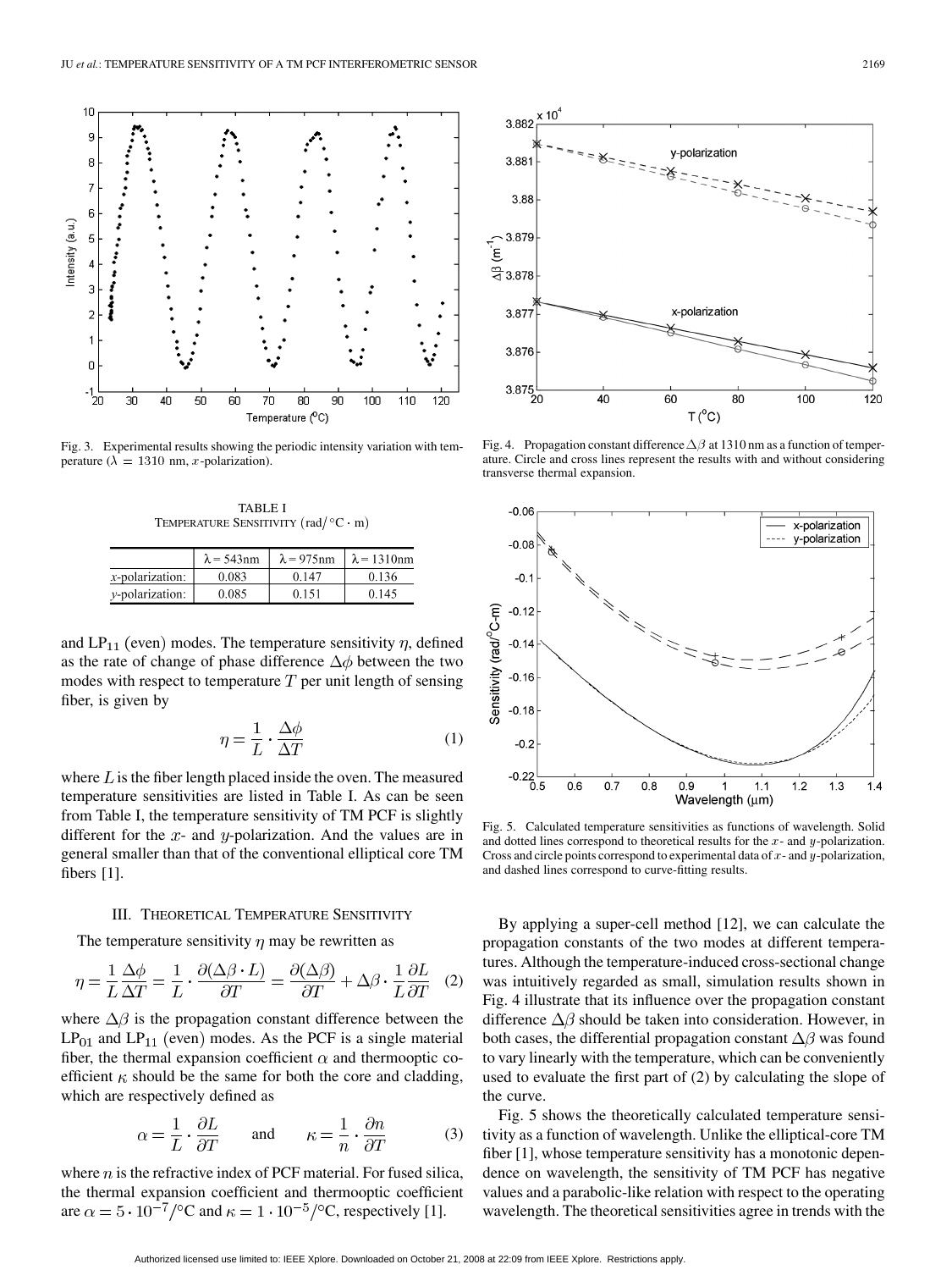Fig. 3. Experimental results showing the periodic intensity variation with temperature ($\lambda = 1310$ nm, $x$-polarization).

TABLE I
TEMPERATURE SENSITIVITY (rad/°C · m)

| | $\lambda = 543$nm | $\lambda = 975$nm | $\lambda = 1310$nm |
|---|---|---|---|
| $x$-polarization: | 0.083 | 0.147 | 0.136 |
| $y$-polarization: | 0.085 | 0.151 | 0.145 |

and $LP_{11}$ (even) modes. The temperature sensitivity $\eta$, defined as the rate of change of phase difference $\Delta\phi$ between the two modes with respect to temperature $T$ per unit length of sensing fiber, is given by

$$\eta = \frac{1}{L} \cdot \frac{\Delta\phi}{\Delta T} \tag{1}$$

where $L$ is the fiber length placed inside the oven. The measured temperature sensitivities are listed in Table I. As can be seen from Table I, the temperature sensitivity of TM PCF is slightly different for the $x$- and $y$-polarization. And the values are in general smaller than that of the conventional elliptical core TM fibers [1].

## III. Theoretical Temperature Sensitivity

The temperature sensitivity $\eta$ may be rewritten as

$$\eta = \frac{1}{L}\frac{\Delta\phi}{\Delta T} = \frac{1}{L} \cdot \frac{\partial(\Delta\beta \cdot L)}{\partial T} = \frac{\partial(\Delta\beta)}{\partial T} + \Delta\beta \cdot \frac{1}{L}\frac{\partial L}{\partial T} \tag{2}$$

where $\Delta\beta$ is the propagation constant difference between the $LP_{01}$ and $LP_{11}$ (even) modes. As the PCF is a single material fiber, the thermal expansion coefficient $\alpha$ and thermooptic coefficient $\kappa$ should be the same for both the core and cladding, which are respectively defined as

$$\alpha = \frac{1}{L} \cdot \frac{\partial L}{\partial T} \qquad \text{and} \qquad \kappa = \frac{1}{n} \cdot \frac{\partial n}{\partial T} \tag{3}$$

where $n$ is the refractive index of PCF material. For fused silica, the thermal expansion coefficient and thermooptic coefficient are $\alpha = 5 \cdot 10^{-7}/°\text{C}$ and $\kappa = 1 \cdot 10^{-5}/°\text{C}$, respectively [1].

Fig. 4. Propagation constant difference $\Delta\beta$ at 1310 nm as a function of temperature. Circle and cross lines represent the results with and without considering transverse thermal expansion.

Fig. 5. Calculated temperature sensitivities as functions of wavelength. Solid and dotted lines correspond to theoretical results for the $x$- and $y$-polarization. Cross and circle points correspond to experimental data of $x$- and $y$-polarization, and dashed lines correspond to curve-fitting results.

By applying a super-cell method [12], we can calculate the propagation constants of the two modes at different temperatures. Although the temperature-induced cross-sectional change was intuitively regarded as small, simulation results shown in Fig. 4 illustrate that its influence over the propagation constant difference $\Delta\beta$ should be taken into consideration. However, in both cases, the differential propagation constant $\Delta\beta$ was found to vary linearly with the temperature, which can be conveniently used to evaluate the first part of (2) by calculating the slope of the curve.

Fig. 5 shows the theoretically calculated temperature sensitivity as a function of wavelength. Unlike the elliptical-core TM fiber [1], whose temperature sensitivity has a monotonic dependence on wavelength, the sensitivity of TM PCF has negative values and a parabolic-like relation with respect to the operating wavelength. The theoretical sensitivities agree in trends with the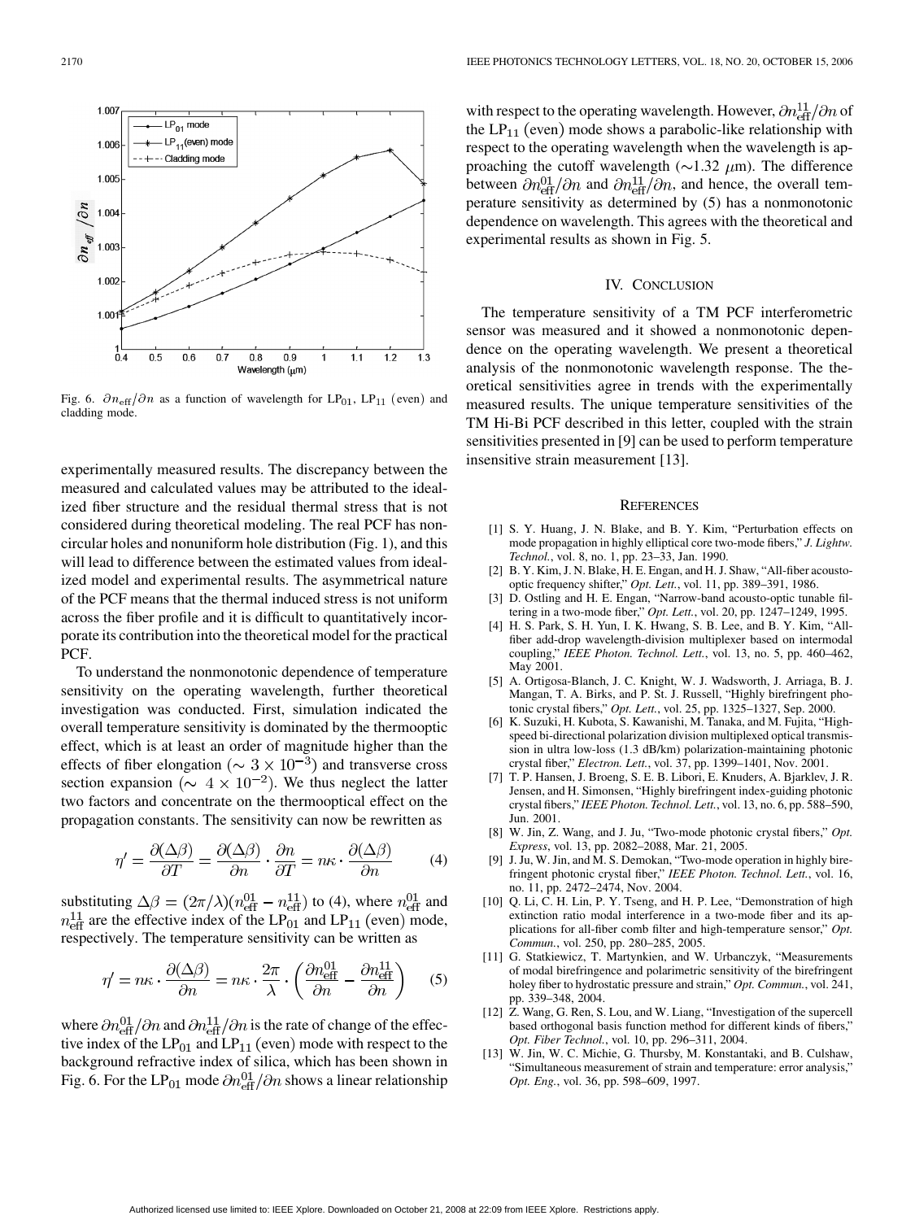1.007
1.006
1.005
1.004
1.003
1.002
1.001
1
0.4 0.5 0.6 0.7 0.8 0.9 1 1.1 1.2 1.3
Wavelength (μm)
$\partial n_{eff}/\partial n$
$LP_{01}$ mode
$LP_{11}$(even) mode
Cladding mode

Fig. 6. $\partial n_{\rm eff}/\partial n$ as a function of wavelength for $LP_{01}$, $LP_{11}$ (even) and cladding mode.

experimentally measured results. The discrepancy between the measured and calculated values may be attributed to the idealized fiber structure and the residual thermal stress that is not considered during theoretical modeling. The real PCF has noncircular holes and nonuniform hole distribution (Fig. 1), and this will lead to difference between the estimated values from idealized model and experimental results. The asymmetrical nature of the PCF means that the thermal induced stress is not uniform across the fiber profile and it is difficult to quantitatively incorporate its contribution into the theoretical model for the practical PCF.

To understand the nonmonotonic dependence of temperature sensitivity on the operating wavelength, further theoretical investigation was conducted. First, simulation indicated the overall temperature sensitivity is dominated by the thermooptic effect, which is at least an order of magnitude higher than the effects of fiber elongation ($\sim 3 \times 10^{-3}$) and transverse cross section expansion ($\sim 4 \times 10^{-2}$). We thus neglect the latter two factors and concentrate on the thermooptical effect on the propagation constants. The sensitivity can now be rewritten as

$$\eta' = \frac{\partial(\Delta\beta)}{\partial T} = \frac{\partial(\Delta\beta)}{\partial n} \cdot \frac{\partial n}{\partial T} = n\kappa \cdot \frac{\partial(\Delta\beta)}{\partial n} \quad (4)$$

substituting $\Delta\beta = (2\pi/\lambda)(n_{\rm eff}^{01} - n_{\rm eff}^{11})$ to (4), where $n_{\rm eff}^{01}$ and $n_{\rm eff}^{11}$ are the effective index of the $LP_{01}$ and $LP_{11}$ (even) mode, respectively. The temperature sensitivity can be written as

$$\eta' = n\kappa \cdot \frac{\partial(\Delta\beta)}{\partial n} = n\kappa \cdot \frac{2\pi}{\lambda} \cdot \left(\frac{\partial n_{\rm eff}^{01}}{\partial n} - \frac{\partial n_{\rm eff}^{11}}{\partial n}\right) \quad (5)$$

where $\partial n_{\rm eff}^{01}/\partial n$ and $\partial n_{\rm eff}^{11}/\partial n$ is the rate of change of the effective index of the $LP_{01}$ and $LP_{11}$ (even) mode with respect to the background refractive index of silica, which has been shown in Fig. 6. For the $LP_{01}$ mode $\partial n_{\rm eff}^{01}/\partial n$ shows a linear relationship with respect to the operating wavelength. However, $\partial n_{\rm eff}^{11}/\partial n$ of the $LP_{11}$ (even) mode shows a parabolic-like relationship with respect to the operating wavelength when the wavelength is approaching the cutoff wavelength ($\sim$1.32 μm). The difference between $\partial n_{\rm eff}^{01}/\partial n$ and $\partial n_{\rm eff}^{11}/\partial n$, and hence, the overall temperature sensitivity as determined by (5) has a nonmonotonic dependence on wavelength. This agrees with the theoretical and experimental results as shown in Fig. 5.

## IV. Conclusion

The temperature sensitivity of a TM PCF interferometric sensor was measured and it showed a nonmonotonic dependence on the operating wavelength. We present a theoretical analysis of the nonmonotonic wavelength response. The theoretical sensitivities agree in trends with the experimentally measured results. The unique temperature sensitivities of the TM Hi-Bi PCF described in this letter, coupled with the strain sensitivities presented in [9] can be used to perform temperature insensitive strain measurement [13].

## References

[1] S. Y. Huang, J. N. Blake, and B. Y. Kim, "Perturbation effects on mode propagation in highly elliptical core two-mode fibers," *J. Lightw. Technol.*, vol. 8, no. 1, pp. 23–33, Jan. 1990.

[2] B. Y. Kim, J. N. Blake, H. E. Engan, and H. J. Shaw, "All-fiber acousto-optic frequency shifter," *Opt. Lett.*, vol. 11, pp. 389–391, 1986.

[3] D. Ostling and H. E. Engan, "Narrow-band acousto-optic tunable filtering in a two-mode fiber," *Opt. Lett.*, vol. 20, pp. 1247–1249, 1995.

[4] H. S. Park, S. H. Yun, I. K. Hwang, S. B. Lee, and B. Y. Kim, "All-fiber add-drop wavelength-division multiplexer based on intermodal coupling," *IEEE Photon. Technol. Lett.*, vol. 13, no. 5, pp. 460–462, May 2001.

[5] A. Ortigosa-Blanch, J. C. Knight, W. J. Wadsworth, J. Arriaga, B. J. Mangan, T. A. Birks, and P. St. J. Russell, "Highly birefringent photonic crystal fibers," *Opt. Lett.*, vol. 25, pp. 1325–1327, Sep. 2000.

[6] K. Suzuki, H. Kubota, S. Kawanishi, M. Tanaka, and M. Fujita, "High-speed bi-directional polarization division multiplexed optical transmission in ultra low-loss (1.3 dB/km) polarization-maintaining photonic crystal fiber," *Electron. Lett.*, vol. 37, pp. 1399–1401, Nov. 2001.

[7] T. P. Hansen, J. Broeng, S. E. B. Libori, E. Knuders, A. Bjarklev, J. R. Jensen, and H. Simonsen, "Highly birefringent index-guiding photonic crystal fibers," *IEEE Photon. Technol. Lett.*, vol. 13, no. 6, pp. 588–590, Jun. 2001.

[8] W. Jin, Z. Wang, and J. Ju, "Two-mode photonic crystal fibers," *Opt. Express*, vol. 13, pp. 2082–2088, Mar. 21, 2005.

[9] J. Ju, W. Jin, and M. S. Demokan, "Two-mode operation in highly birefringent photonic crystal fiber," *IEEE Photon. Technol. Lett.*, vol. 16, no. 11, pp. 2472–2474, Nov. 2004.

[10] Q. Li, C. H. Lin, P. Y. Tseng, and H. P. Lee, "Demonstration of high extinction ratio modal interference in a two-mode fiber and its applications for all-fiber comb filter and high-temperature sensor," *Opt. Commun.*, vol. 250, pp. 280–285, 2005.

[11] G. Statkiewicz, T. Martynkien, and W. Urbanczyk, "Measurements of modal birefringence and polarimetric sensitivity of the birefringent holey fiber to hydrostatic pressure and strain," *Opt. Commun.*, vol. 241, pp. 339–348, 2004.

[12] Z. Wang, G. Ren, S. Lou, and W. Liang, "Investigation of the supercell based orthogonal basis function method for different kinds of fibers," *Opt. Fiber Technol.*, vol. 10, pp. 296–311, 2004.

[13] W. Jin, W. C. Michie, G. Thursby, M. Konstantaki, and B. Culshaw, "Simultaneous measurement of strain and temperature: error analysis," *Opt. Eng.*, vol. 36, pp. 598–609, 1997.